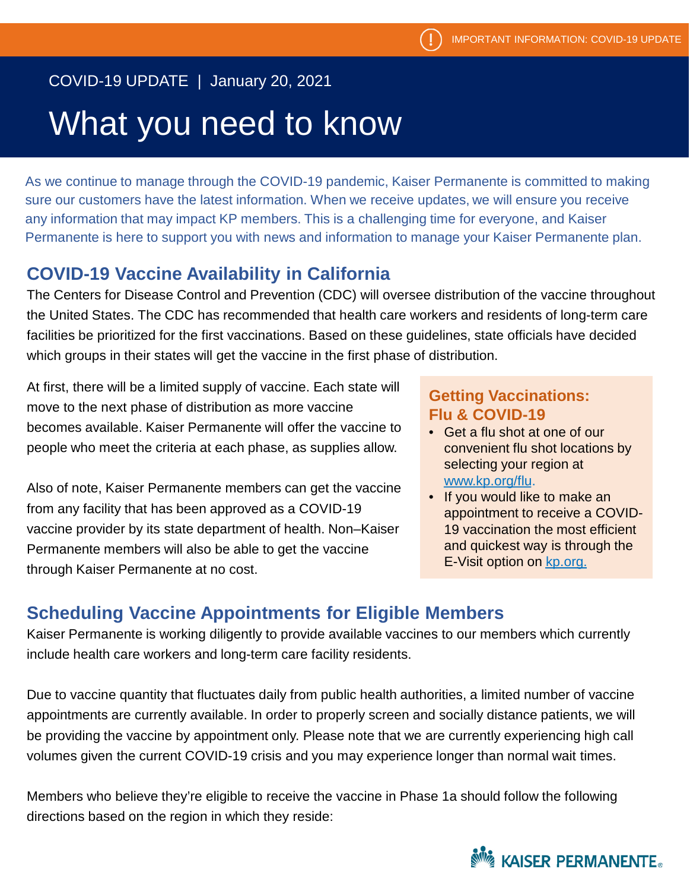IMPORTANT INFORMATION: COVID-19 UPDATE

COVID-19 UPDATE | January 20, 2021

# What you need to know

As we continue to manage through the COVID-19 pandemic, Kaiser Permanente is committed to making sure our customers have the latest information. When we receive updates, we will ensure you receive any information that may impact KP members. This is a challenging time for everyone, and Kaiser Permanente is here to support you with news and information to manage your Kaiser Permanente plan.

## COVID-19 Vaccine Availability in California

The Centers for Disease Control and Prevention (CDC) will oversee distribution of the vaccine throughout the United States. The CDC has recommended that health care workers and residents of long-term care facilities be prioritized for the first vaccinations. Based on these guidelines, state officials have decided which groups in their states will get the vaccine in the first phase of distribution.

At first, there will be a limited supply of vaccine. Each state will move to the next phase of distribution as more vaccine becomes available. Kaiser Permanente will offer the vaccine to people who meet the criteria at each phase, as supplies allow.

Also of note, Kaiser Permanente members can get the vaccine from any facility that has been approved as a COVID-19 vaccine provider by its state department of health. Non–Kaiser Permanente members will also be able to get the vaccine through Kaiser Permanente at no cost.

### Getting Vaccinations: Flu & COVID-19

- Get a flu shot at one of our convenient flu shot locations by selecting your region at www.kp.org/flu.
- If you would like to make an appointment to receive a COVID-19 vaccination the most efficient and quickest way is through the E-Visit option on kp.org.

## Scheduling Vaccine Appointments for Eligible Members

Kaiser Permanente is working diligently to provide available vaccines to our members which currently include health care workers and long-term care facility residents.

Due to vaccine quantity that fluctuates daily from public health authorities, a limited number of vaccine appointments are currently available. In order to properly screen and socially distance patients, we will be providing the vaccine by appointment only. Please note that we are currently experiencing high call volumes given the current COVID-19 crisis and you may experience longer than normal wait times.

Members who believe they're eligible to receive the vaccine in Phase 1a should follow the following directions based on the region in which they reside:

KAISER PERMANENTE®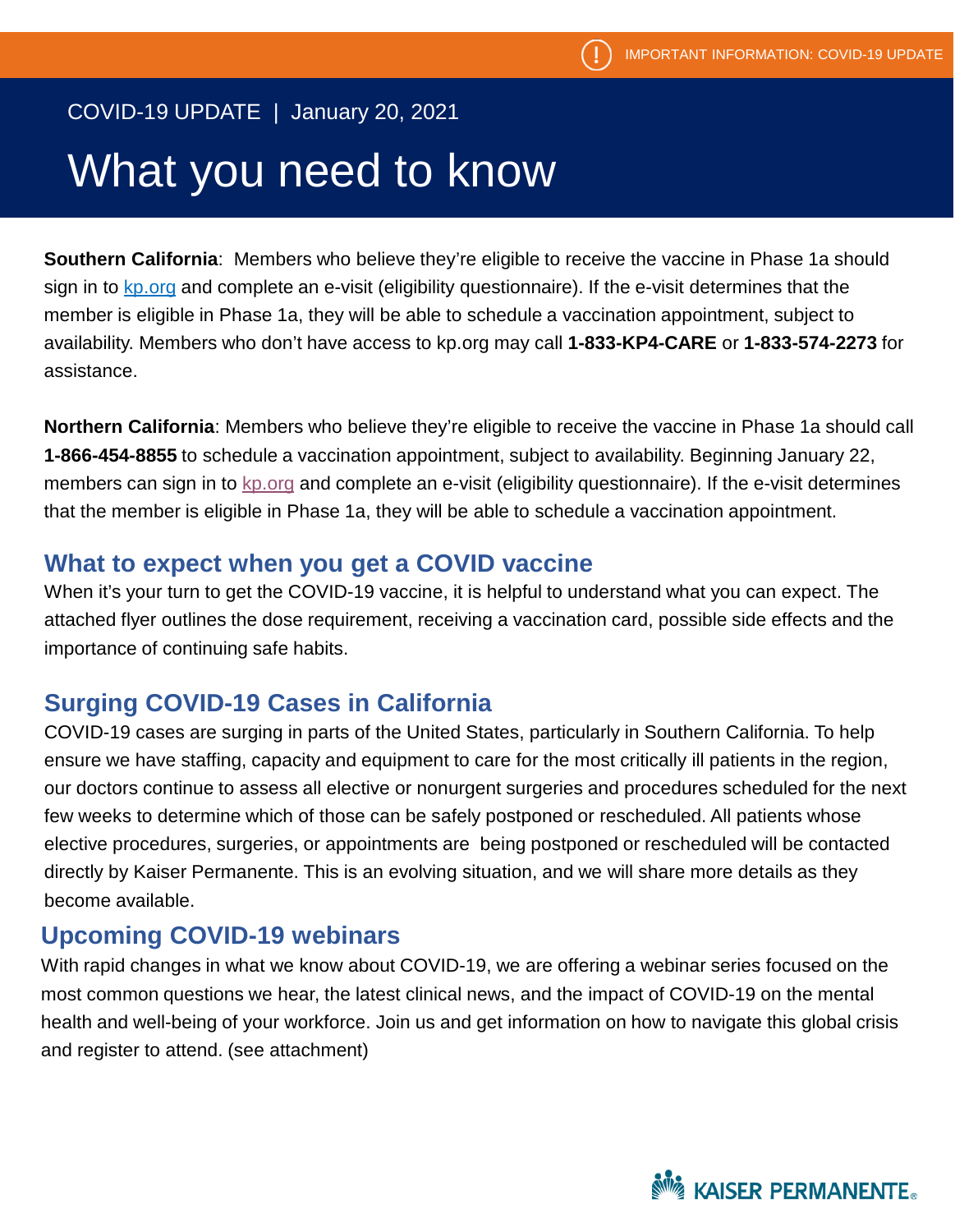IMPORTANT INFORMATION: COVID-19 UPDATE

COVID-19 UPDATE | January 20, 2021

# What you need to know

**Southern California**: Members who believe they're eligible to receive the vaccine in Phase 1a should sign in to kp.org and complete an e-visit (eligibility questionnaire). If the e-visit determines that the member is eligible in Phase 1a, they will be able to schedule a vaccination appointment, subject to availability. Members who don't have access to kp.org may call **1-833-KP4-CARE** or **1-833-574-2273** for assistance.

**Northern California**: Members who believe they're eligible to receive the vaccine in Phase 1a should call **1-866-454-8855** to schedule a vaccination appointment, subject to availability. Beginning January 22, members can sign in to kp.org and complete an e-visit (eligibility questionnaire). If the e-visit determines that the member is eligible in Phase 1a, they will be able to schedule a vaccination appointment.

## What to expect when you get a COVID vaccine

When it's your turn to get the COVID-19 vaccine, it is helpful to understand what you can expect. The attached flyer outlines the dose requirement, receiving a vaccination card, possible side effects and the importance of continuing safe habits.

## Surging COVID-19 Cases in California

COVID-19 cases are surging in parts of the United States, particularly in Southern California. To help ensure we have staffing, capacity and equipment to care for the most critically ill patients in the region, our doctors continue to assess all elective or nonurgent surgeries and procedures scheduled for the next few weeks to determine which of those can be safely postponed or rescheduled. All patients whose elective procedures, surgeries, or appointments are being postponed or rescheduled will be contacted directly by Kaiser Permanente. This is an evolving situation, and we will share more details as they become available.

## Upcoming COVID-19 webinars

With rapid changes in what we know about COVID-19, we are offering a webinar series focused on the most common questions we hear, the latest clinical news, and the impact of COVID-19 on the mental health and well-being of your workforce. Join us and get information on how to navigate this global crisis and register to attend. (see attachment)

KAISER PERMANENTE®